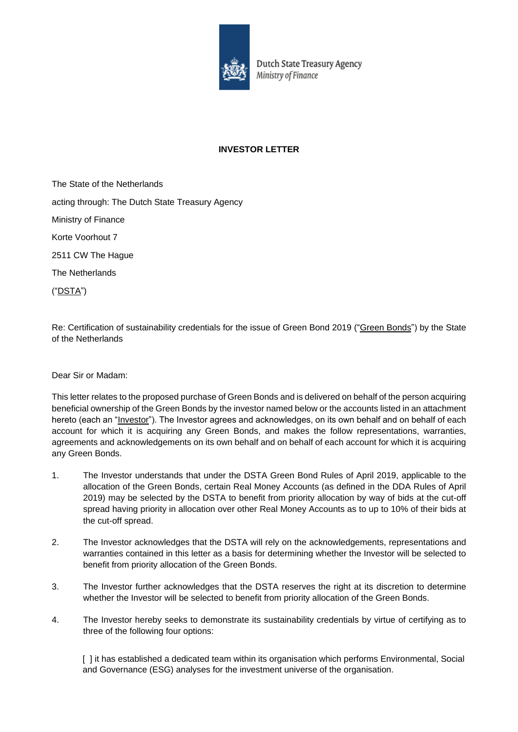Dutch State Treasury Agency
*Ministry of Finance*

**INVESTOR LETTER**

The State of the Netherlands

acting through: The Dutch State Treasury Agency

Ministry of Finance

Korte Voorhout 7

2511 CW The Hague

The Netherlands

("DSTA")

Re: Certification of sustainability credentials for the issue of Green Bond 2019 ("Green Bonds") by the State of the Netherlands

Dear Sir or Madam:

This letter relates to the proposed purchase of Green Bonds and is delivered on behalf of the person acquiring beneficial ownership of the Green Bonds by the investor named below or the accounts listed in an attachment hereto (each an "Investor"). The Investor agrees and acknowledges, on its own behalf and on behalf of each account for which it is acquiring any Green Bonds, and makes the follow representations, warranties, agreements and acknowledgements on its own behalf and on behalf of each account for which it is acquiring any Green Bonds.

1. The Investor understands that under the DSTA Green Bond Rules of April 2019, applicable to the allocation of the Green Bonds, certain Real Money Accounts (as defined in the DDA Rules of April 2019) may be selected by the DSTA to benefit from priority allocation by way of bids at the cut-off spread having priority in allocation over other Real Money Accounts as to up to 10% of their bids at the cut-off spread.

2. The Investor acknowledges that the DSTA will rely on the acknowledgements, representations and warranties contained in this letter as a basis for determining whether the Investor will be selected to benefit from priority allocation of the Green Bonds.

3. The Investor further acknowledges that the DSTA reserves the right at its discretion to determine whether the Investor will be selected to benefit from priority allocation of the Green Bonds.

4. The Investor hereby seeks to demonstrate its sustainability credentials by virtue of certifying as to three of the following four options:

   [ ] it has established a dedicated team within its organisation which performs Environmental, Social and Governance (ESG) analyses for the investment universe of the organisation.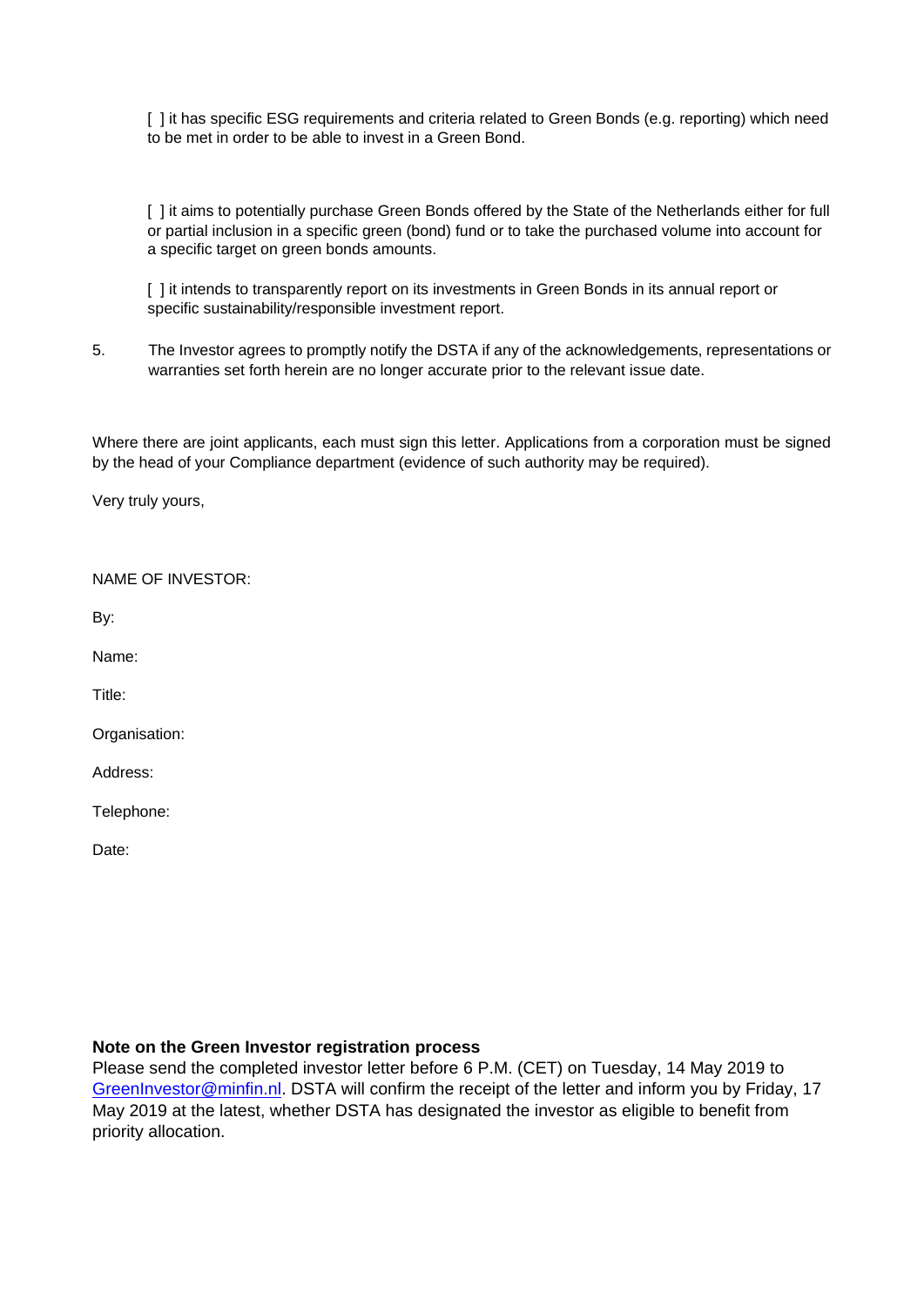[ ] it has specific ESG requirements and criteria related to Green Bonds (e.g. reporting) which need to be met in order to be able to invest in a Green Bond.

[ ] it aims to potentially purchase Green Bonds offered by the State of the Netherlands either for full or partial inclusion in a specific green (bond) fund or to take the purchased volume into account for a specific target on green bonds amounts.

[ ] it intends to transparently report on its investments in Green Bonds in its annual report or specific sustainability/responsible investment report.

5. The Investor agrees to promptly notify the DSTA if any of the acknowledgements, representations or warranties set forth herein are no longer accurate prior to the relevant issue date.

Where there are joint applicants, each must sign this letter. Applications from a corporation must be signed by the head of your Compliance department (evidence of such authority may be required).

Very truly yours,

NAME OF INVESTOR:

By:

Name:

Title:

Organisation:

Address:

Telephone:

Date:

**Note on the Green Investor registration process**

Please send the completed investor letter before 6 P.M. (CET) on Tuesday, 14 May 2019 to GreenInvestor@minfin.nl. DSTA will confirm the receipt of the letter and inform you by Friday, 17 May 2019 at the latest, whether DSTA has designated the investor as eligible to benefit from priority allocation.